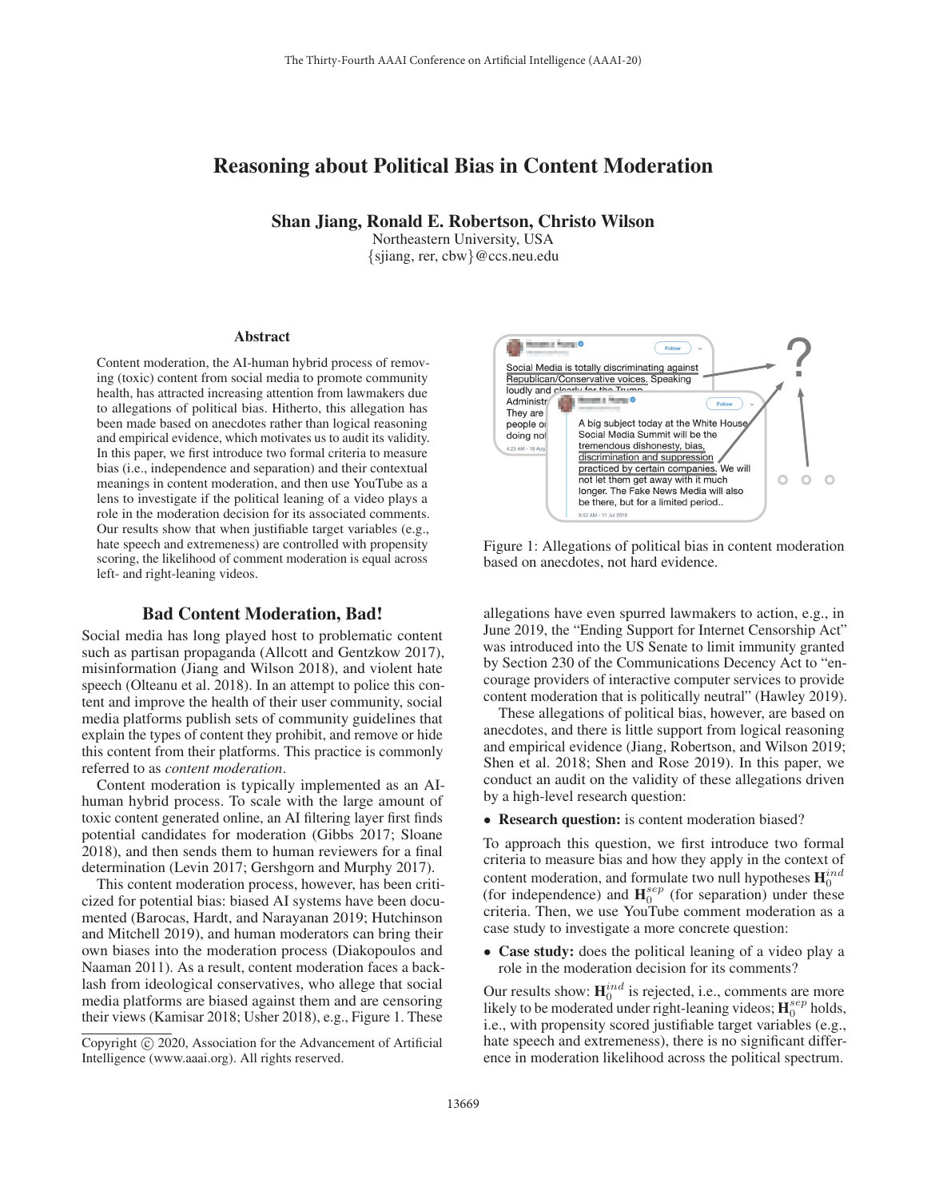# Reasoning about Political Bias in Content Moderation

**Shan Jiang, Ronald E. Robertson, Christo Wilson**

Northeastern University, USA

{sjiang, rer, cbw}@ccs.neu.edu

## Abstract

Content moderation, the AI-human hybrid process of removing (toxic) content from social media to promote community health, has attracted increasing attention from lawmakers due to allegations of political bias. Hitherto, this allegation has been made based on anecdotes rather than logical reasoning and empirical evidence, which motivates us to audit its validity. In this paper, we first introduce two formal criteria to measure bias (i.e., independence and separation) and their contextual meanings in content moderation, and then use YouTube as a lens to investigate if the political leaning of a video plays a role in the moderation decision for its associated comments. Our results show that when justifiable target variables (e.g., hate speech and extremeness) are controlled with propensity scoring, the likelihood of comment moderation is equal across left- and right-leaning videos.

Figure 1: Allegations of political bias in content moderation based on anecdotes, not hard evidence.

## Bad Content Moderation, Bad!

Social media has long played host to problematic content such as partisan propaganda (Allcott and Gentzkow 2017), misinformation (Jiang and Wilson 2018), and violent hate speech (Olteanu et al. 2018). In an attempt to police this content and improve the health of their user community, social media platforms publish sets of community guidelines that explain the types of content they prohibit, and remove or hide this content from their platforms. This practice is commonly referred to as *content moderation*.

Content moderation is typically implemented as an AI-human hybrid process. To scale with the large amount of toxic content generated online, an AI filtering layer first finds potential candidates for moderation (Gibbs 2017; Sloane 2018), and then sends them to human reviewers for a final determination (Levin 2017; Gershgorn and Murphy 2017).

This content moderation process, however, has been criticized for potential bias: biased AI systems have been documented (Barocas, Hardt, and Narayanan 2019; Hutchinson and Mitchell 2019), and human moderators can bring their own biases into the moderation process (Diakopoulos and Naaman 2011). As a result, content moderation faces a backlash from ideological conservatives, who allege that social media platforms are biased against them and are censoring their views (Kamisar 2018; Usher 2018), e.g., Figure 1. These allegations have even spurred lawmakers to action, e.g., in June 2019, the "Ending Support for Internet Censorship Act" was introduced into the US Senate to limit immunity granted by Section 230 of the Communications Decency Act to "encourage providers of interactive computer services to provide content moderation that is politically neutral" (Hawley 2019).

These allegations of political bias, however, are based on anecdotes, and there is little support from logical reasoning and empirical evidence (Jiang, Robertson, and Wilson 2019; Shen et al. 2018; Shen and Rose 2019). In this paper, we conduct an audit on the validity of these allegations driven by a high-level research question:

- **Research question:** is content moderation biased?

To approach this question, we first introduce two formal criteria to measure bias and how they apply in the context of content moderation, and formulate two null hypotheses $\mathbf{H}_0^{ind}$ (for independence) and $\mathbf{H}_0^{sep}$ (for separation) under these criteria. Then, we use YouTube comment moderation as a case study to investigate a more concrete question:

- **Case study:** does the political leaning of a video play a role in the moderation decision for its comments?

Our results show: $\mathbf{H}_0^{ind}$ is rejected, i.e., comments are more likely to be moderated under right-leaning videos; $\mathbf{H}_0^{sep}$ holds, i.e., with propensity scored justifiable target variables (e.g., hate speech and extremeness), there is no significant difference in moderation likelihood across the political spectrum.

Copyright © 2020, Association for the Advancement of Artificial Intelligence (www.aaai.org). All rights reserved.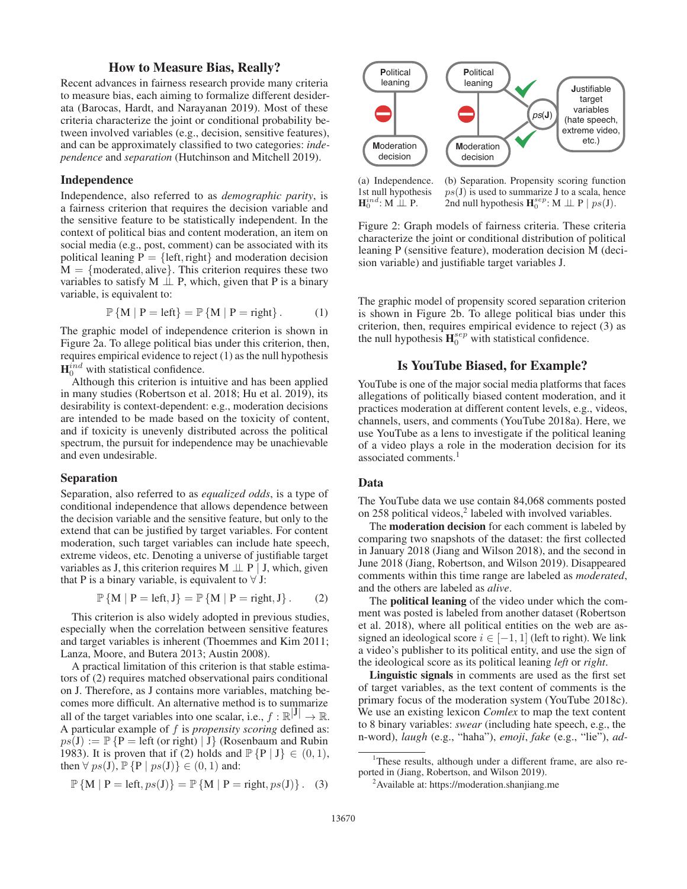## How to Measure Bias, Really?

Recent advances in fairness research provide many criteria to measure bias, each aiming to formalize different desiderata (Barocas, Hardt, and Narayanan 2019). Most of these criteria characterize the joint or conditional probability between involved variables (e.g., decision, sensitive features), and can be approximately classified to two categories: *independence* and *separation* (Hutchinson and Mitchell 2019).

### Independence

Independence, also referred to as *demographic parity*, is a fairness criterion that requires the decision variable and the sensitive feature to be statistically independent. In the context of political bias and content moderation, an item on social media (e.g., post, comment) can be associated with its political leaning $\mathrm{P} = \{\text{left}, \text{right}\}$ and moderation decision $\mathrm{M} = \{\text{moderated}, \text{alive}\}$. This criterion requires these two variables to satisfy $\mathrm{M} \perp\!\!\!\perp \mathrm{P}$, which, given that P is a binary variable, is equivalent to:

$$\mathbb{P}\{\mathrm{M} \mid \mathrm{P} = \text{left}\} = \mathbb{P}\{\mathrm{M} \mid \mathrm{P} = \text{right}\}. \quad (1)$$

The graphic model of independence criterion is shown in Figure 2a. To allege political bias under this criterion, then, requires empirical evidence to reject (1) as the null hypothesis $\mathbf{H}_0^{ind}$ with statistical confidence.

Although this criterion is intuitive and has been applied in many studies (Robertson et al. 2018; Hu et al. 2019), its desirability is context-dependent: e.g., moderation decisions are intended to be made based on the toxicity of content, and if toxicity is unevenly distributed across the political spectrum, the pursuit for independence may be unachievable and even undesirable.

### Separation

Separation, also referred to as *equalized odds*, is a type of conditional independence that allows dependence between the decision variable and the sensitive feature, but only to the extend that can be justified by target variables. For content moderation, such target variables can include hate speech, extreme videos, etc. Denoting a universe of justifiable target variables as J, this criterion requires $\mathrm{M} \perp\!\!\!\perp \mathrm{P} \mid \mathrm{J}$, which, given that P is a binary variable, is equivalent to $\forall$ J:

$$\mathbb{P}\{\mathrm{M} \mid \mathrm{P} = \text{left}, \mathrm{J}\} = \mathbb{P}\{\mathrm{M} \mid \mathrm{P} = \text{right}, \mathrm{J}\}. \quad (2)$$

This criterion is also widely adopted in previous studies, especially when the correlation between sensitive features and target variables is inherent (Thoemmes and Kim 2011; Lanza, Moore, and Butera 2013; Austin 2008).

A practical limitation of this criterion is that stable estimators of (2) requires matched observational pairs conditional on J. Therefore, as J contains more variables, matching becomes more difficult. An alternative method is to summarize all of the target variables into one scalar, i.e., $f : \mathbb{R}^{|\mathrm{J}|} \to \mathbb{R}$. A particular example of $f$ is *propensity scoring* defined as: $ps(\mathrm{J}) := \mathbb{P}\{\mathrm{P} = \text{left (or right)} \mid \mathrm{J}\}$ (Rosenbaum and Rubin 1983). It is proven that if (2) holds and $\mathbb{P}\{\mathrm{P} \mid \mathrm{J}\} \in (0, 1)$, then $\forall\, ps(\mathrm{J}), \mathbb{P}\{\mathrm{P} \mid ps(\mathrm{J})\} \in (0, 1)$ and:

$$\mathbb{P}\{\mathrm{M} \mid \mathrm{P} = \text{left}, ps(\mathrm{J})\} = \mathbb{P}\{\mathrm{M} \mid \mathrm{P} = \text{right}, ps(\mathrm{J})\}. \quad (3)$$

(a) Independence. 1st null hypothesis $\mathbf{H}_0^{ind}$: $\mathrm{M} \perp\!\!\!\perp \mathrm{P}$.

(b) Separation. Propensity scoring function $ps(\mathrm{J})$ is used to summarize J to a scala, hence 2nd null hypothesis $\mathbf{H}_0^{sep}$: $\mathrm{M} \perp\!\!\!\perp \mathrm{P} \mid ps(\mathrm{J})$.

Figure 2: Graph models of fairness criteria. These criteria characterize the joint or conditional distribution of political leaning P (sensitive feature), moderation decision M (decision variable) and justifiable target variables J.

The graphic model of propensity scored separation criterion is shown in Figure 2b. To allege political bias under this criterion, then, requires empirical evidence to reject (3) as the null hypothesis $\mathbf{H}_0^{sep}$ with statistical confidence.

## Is YouTube Biased, for Example?

YouTube is one of the major social media platforms that faces allegations of politically biased content moderation, and it practices moderation at different content levels, e.g., videos, channels, users, and comments (YouTube 2018a). Here, we use YouTube as a lens to investigate if the political leaning of a video plays a role in the moderation decision for its associated comments.[1]

### Data

The YouTube data we use contain 84,068 comments posted on 258 political videos,[2] labeled with involved variables.

The **moderation decision** for each comment is labeled by comparing two snapshots of the dataset: the first collected in January 2018 (Jiang and Wilson 2018), and the second in June 2018 (Jiang, Robertson, and Wilson 2019). Disappeared comments within this time range are labeled as *moderated*, and the others are labeled as *alive*.

The **political leaning** of the video under which the comment was posted is labeled from another dataset (Robertson et al. 2018), where all political entities on the web are assigned an ideological score $i \in [-1, 1]$ (left to right). We link a video's publisher to its political entity, and use the sign of the ideological score as its political leaning *left* or *right*.

**Linguistic signals** in comments are used as the first set of target variables, as the text content of comments is the primary focus of the moderation system (YouTube 2018c). We use an existing lexicon *Comlex* to map the text content to 8 binary variables: *swear* (including hate speech, e.g., the n-word), *laugh* (e.g., "haha"), *emoji*, *fake* (e.g., "lie"), *ad-*

[1] These results, although under a different frame, are also reported in (Jiang, Robertson, and Wilson 2019).

[2] Available at: https://moderation.shanjiang.me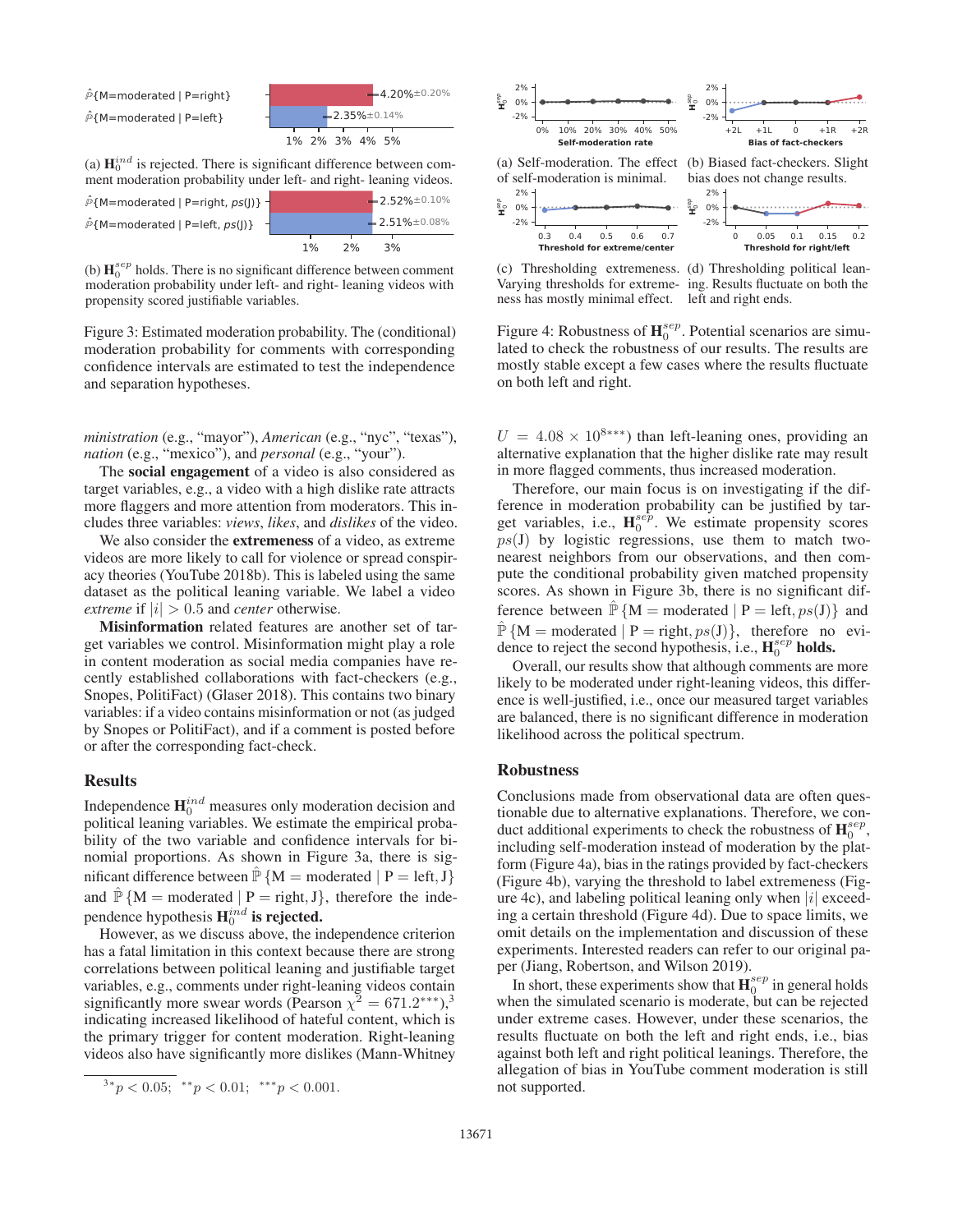(a) $\mathbf{H}_0^{ind}$ is rejected. There is significant difference between comment moderation probability under left- and right- leaning videos.

(b) $\mathbf{H}_0^{sep}$ holds. There is no significant difference between comment moderation probability under left- and right- leaning videos with propensity scored justifiable variables.

Figure 3: Estimated moderation probability. The (conditional) moderation probability for comments with corresponding confidence intervals are estimated to test the independence and separation hypotheses.

(a) Self-moderation. The effect of self-moderation is minimal.

(b) Biased fact-checkers. Slight bias does not change results.

(c) Thresholding extremeness. Varying thresholds for extremeness has mostly minimal effect.

(d) Thresholding political leaning. Results fluctuate on both the left and right ends.

Figure 4: Robustness of $\mathbf{H}_0^{sep}$. Potential scenarios are simulated to check the robustness of our results. The results are mostly stable except a few cases where the results fluctuate on both left and right.

*ministration* (e.g., "mayor"), *American* (e.g., "nyc", "texas"), *nation* (e.g., "mexico"), and *personal* (e.g., "your").

The **social engagement** of a video is also considered as target variables, e.g., a video with a high dislike rate attracts more flaggers and more attention from moderators. This includes three variables: *views*, *likes*, and *dislikes* of the video.

We also consider the **extremeness** of a video, as extreme videos are more likely to call for violence or spread conspiracy theories (YouTube 2018b). This is labeled using the same dataset as the political leaning variable. We label a video *extreme* if $|i| > 0.5$ and *center* otherwise.

**Misinformation** related features are another set of target variables we control. Misinformation might play a role in content moderation as social media companies have recently established collaborations with fact-checkers (e.g., Snopes, PolitiFact) (Glaser 2018). This contains two binary variables: if a video contains misinformation or not (as judged by Snopes or PolitiFact), and if a comment is posted before or after the corresponding fact-check.

## Results

Independence $\mathbf{H}_0^{ind}$ measures only moderation decision and political leaning variables. We estimate the empirical probability of the two variable and confidence intervals for binomial proportions. As shown in Figure 3a, there is significant difference between $\hat{\mathbb{P}}\{\mathrm{M} = \text{moderated} \mid \mathrm{P} = \text{left}, \mathrm{J}\}$ and $\hat{\mathbb{P}}\{\mathrm{M} = \text{moderated} \mid \mathrm{P} = \text{right}, \mathrm{J}\}$, therefore the independence hypothesis $\mathbf{H}_0^{ind}$ **is rejected.**

However, as we discuss above, the independence criterion has a fatal limitation in this context because there are strong correlations between political leaning and justifiable target variables, e.g., comments under right-leaning videos contain significantly more swear words (Pearson $\chi^2 = 671.2^{***}$),[3] indicating increased likelihood of hateful content, which is the primary trigger for content moderation. Right-leaning videos also have significantly more dislikes (Mann-Whitney $U = 4.08 \times 10^{8***}$) than left-leaning ones, providing an alternative explanation that the higher dislike rate may result in more flagged comments, thus increased moderation.

Therefore, our main focus is on investigating if the difference in moderation probability can be justified by target variables, i.e., $\mathbf{H}_0^{sep}$. We estimate propensity scores $ps(\mathrm{J})$ by logistic regressions, use them to match two-nearest neighbors from our observations, and then compute the conditional probability given matched propensity scores. As shown in Figure 3b, there is no significant difference between $\hat{\mathbb{P}}\{\mathrm{M} = \text{moderated} \mid \mathrm{P} = \text{left}, ps(\mathrm{J})\}$ and $\hat{\mathbb{P}}\{\mathrm{M} = \text{moderated} \mid \mathrm{P} = \text{right}, ps(\mathrm{J})\}$, therefore no evidence to reject the second hypothesis, i.e., $\mathbf{H}_0^{sep}$ **holds.**

Overall, our results show that although comments are more likely to be moderated under right-leaning videos, this difference is well-justified, i.e., once our measured target variables are balanced, there is no significant difference in moderation likelihood across the political spectrum.

## Robustness

Conclusions made from observational data are often questionable due to alternative explanations. Therefore, we conduct additional experiments to check the robustness of $\mathbf{H}_0^{sep}$, including self-moderation instead of moderation by the platform (Figure 4a), bias in the ratings provided by fact-checkers (Figure 4b), varying the threshold to label extremeness (Figure 4c), and labeling political leaning only when $|i|$ exceeding a certain threshold (Figure 4d). Due to space limits, we omit details on the implementation and discussion of these experiments. Interested readers can refer to our original paper (Jiang, Robertson, and Wilson 2019).

In short, these experiments show that $\mathbf{H}_0^{sep}$ in general holds when the simulated scenario is moderate, but can be rejected under extreme cases. However, under these scenarios, the results fluctuate on both the left and right ends, i.e., bias against both left and right political leanings. Therefore, the allegation of bias in YouTube comment moderation is still not supported.

---

[3] $^{*}p < 0.05$; $^{**}p < 0.01$; $^{***}p < 0.001$.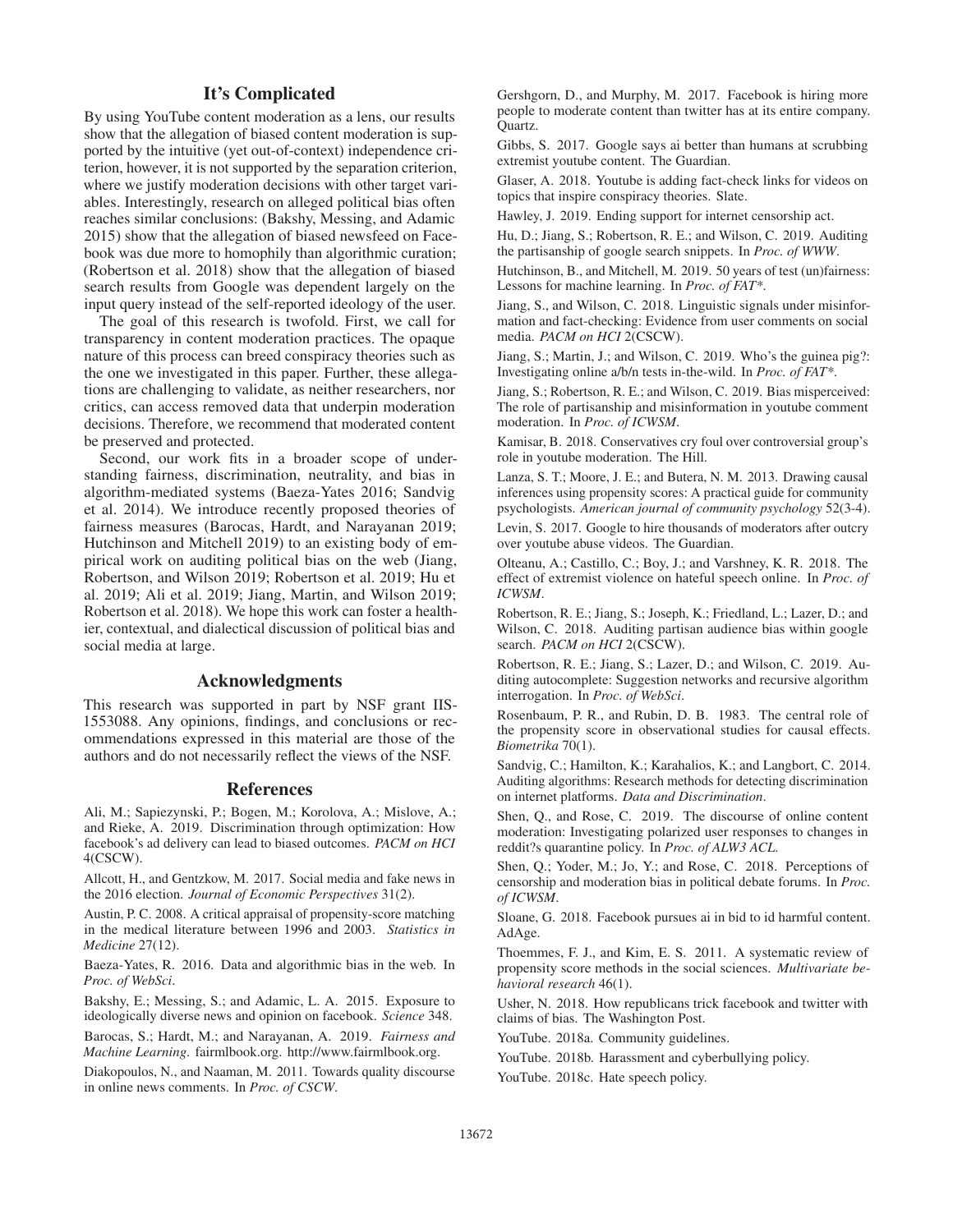## It's Complicated

By using YouTube content moderation as a lens, our results show that the allegation of biased content moderation is supported by the intuitive (yet out-of-context) independence criterion, however, it is not supported by the separation criterion, where we justify moderation decisions with other target variables. Interestingly, research on alleged political bias often reaches similar conclusions: (Bakshy, Messing, and Adamic 2015) show that the allegation of biased newsfeed on Facebook was due more to homophily than algorithmic curation; (Robertson et al. 2018) show that the allegation of biased search results from Google was dependent largely on the input query instead of the self-reported ideology of the user.

The goal of this research is twofold. First, we call for transparency in content moderation practices. The opaque nature of this process can breed conspiracy theories such as the one we investigated in this paper. Further, these allegations are challenging to validate, as neither researchers, nor critics, can access removed data that underpin moderation decisions. Therefore, we recommend that moderated content be preserved and protected.

Second, our work fits in a broader scope of understanding fairness, discrimination, neutrality, and bias in algorithm-mediated systems (Baeza-Yates 2016; Sandvig et al. 2014). We introduce recently proposed theories of fairness measures (Barocas, Hardt, and Narayanan 2019; Hutchinson and Mitchell 2019) to an existing body of empirical work on auditing political bias on the web (Jiang, Robertson, and Wilson 2019; Robertson et al. 2019; Hu et al. 2019; Ali et al. 2019; Jiang, Martin, and Wilson 2019; Robertson et al. 2018). We hope this work can foster a healthier, contextual, and dialectical discussion of political bias and social media at large.

## Acknowledgments

This research was supported in part by NSF grant IIS-1553088. Any opinions, findings, and conclusions or recommendations expressed in this material are those of the authors and do not necessarily reflect the views of the NSF.

## References

Ali, M.; Sapiezynski, P.; Bogen, M.; Korolova, A.; Mislove, A.; and Rieke, A. 2019. Discrimination through optimization: How facebook's ad delivery can lead to biased outcomes. *PACM on HCI* 4(CSCW).

Allcott, H., and Gentzkow, M. 2017. Social media and fake news in the 2016 election. *Journal of Economic Perspectives* 31(2).

Austin, P. C. 2008. A critical appraisal of propensity-score matching in the medical literature between 1996 and 2003. *Statistics in Medicine* 27(12).

Baeza-Yates, R. 2016. Data and algorithmic bias in the web. In *Proc. of WebSci*.

Bakshy, E.; Messing, S.; and Adamic, L. A. 2015. Exposure to ideologically diverse news and opinion on facebook. *Science* 348.

Barocas, S.; Hardt, M.; and Narayanan, A. 2019. *Fairness and Machine Learning*. fairmlbook.org. http://www.fairmlbook.org.

Diakopoulos, N., and Naaman, M. 2011. Towards quality discourse in online news comments. In *Proc. of CSCW*.

Gershgorn, D., and Murphy, M. 2017. Facebook is hiring more people to moderate content than twitter has at its entire company. Quartz.

Gibbs, S. 2017. Google says ai better than humans at scrubbing extremist youtube content. The Guardian.

Glaser, A. 2018. Youtube is adding fact-check links for videos on topics that inspire conspiracy theories. Slate.

Hawley, J. 2019. Ending support for internet censorship act.

Hu, D.; Jiang, S.; Robertson, R. E.; and Wilson, C. 2019. Auditing the partisanship of google search snippets. In *Proc. of WWW*.

Hutchinson, B., and Mitchell, M. 2019. 50 years of test (un)fairness: Lessons for machine learning. In *Proc. of FAT\**.

Jiang, S., and Wilson, C. 2018. Linguistic signals under misinformation and fact-checking: Evidence from user comments on social media. *PACM on HCI* 2(CSCW).

Jiang, S.; Martin, J.; and Wilson, C. 2019. Who's the guinea pig?: Investigating online a/b/n tests in-the-wild. In *Proc. of FAT\**.

Jiang, S.; Robertson, R. E.; and Wilson, C. 2019. Bias misperceived: The role of partisanship and misinformation in youtube comment moderation. In *Proc. of ICWSM*.

Kamisar, B. 2018. Conservatives cry foul over controversial group's role in youtube moderation. The Hill.

Lanza, S. T.; Moore, J. E.; and Butera, N. M. 2013. Drawing causal inferences using propensity scores: A practical guide for community psychologists. *American journal of community psychology* 52(3-4).

Levin, S. 2017. Google to hire thousands of moderators after outcry over youtube abuse videos. The Guardian.

Olteanu, A.; Castillo, C.; Boy, J.; and Varshney, K. R. 2018. The effect of extremist violence on hateful speech online. In *Proc. of ICWSM*.

Robertson, R. E.; Jiang, S.; Joseph, K.; Friedland, L.; Lazer, D.; and Wilson, C. 2018. Auditing partisan audience bias within google search. *PACM on HCI* 2(CSCW).

Robertson, R. E.; Jiang, S.; Lazer, D.; and Wilson, C. 2019. Auditing autocomplete: Suggestion networks and recursive algorithm interrogation. In *Proc. of WebSci*.

Rosenbaum, P. R., and Rubin, D. B. 1983. The central role of the propensity score in observational studies for causal effects. *Biometrika* 70(1).

Sandvig, C.; Hamilton, K.; Karahalios, K.; and Langbort, C. 2014. Auditing algorithms: Research methods for detecting discrimination on internet platforms. *Data and Discrimination*.

Shen, Q., and Rose, C. 2019. The discourse of online content moderation: Investigating polarized user responses to changes in reddit?s quarantine policy. In *Proc. of ALW3 ACL*.

Shen, Q.; Yoder, M.; Jo, Y.; and Rose, C. 2018. Perceptions of censorship and moderation bias in political debate forums. In *Proc. of ICWSM*.

Sloane, G. 2018. Facebook pursues ai in bid to id harmful content. AdAge.

Thoemmes, F. J., and Kim, E. S. 2011. A systematic review of propensity score methods in the social sciences. *Multivariate behavioral research* 46(1).

Usher, N. 2018. How republicans trick facebook and twitter with claims of bias. The Washington Post.

YouTube. 2018a. Community guidelines.

YouTube. 2018b. Harassment and cyberbullying policy.

YouTube. 2018c. Hate speech policy.